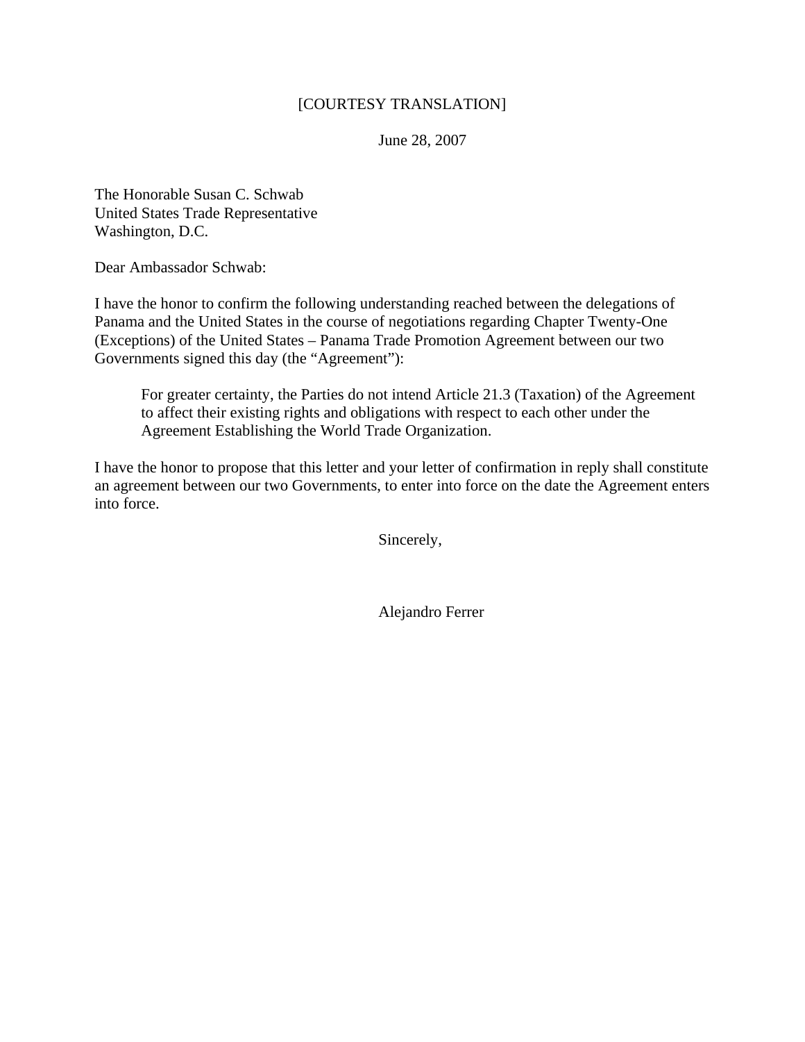[COURTESY TRANSLATION]

June 28, 2007

The Honorable Susan C. Schwab
United States Trade Representative
Washington, D.C.

Dear Ambassador Schwab:

I have the honor to confirm the following understanding reached between the delegations of Panama and the United States in the course of negotiations regarding Chapter Twenty-One (Exceptions) of the United States – Panama Trade Promotion Agreement between our two Governments signed this day (the "Agreement"):

> For greater certainty, the Parties do not intend Article 21.3 (Taxation) of the Agreement to affect their existing rights and obligations with respect to each other under the Agreement Establishing the World Trade Organization.

I have the honor to propose that this letter and your letter of confirmation in reply shall constitute an agreement between our two Governments, to enter into force on the date the Agreement enters into force.

Sincerely,

Alejandro Ferrer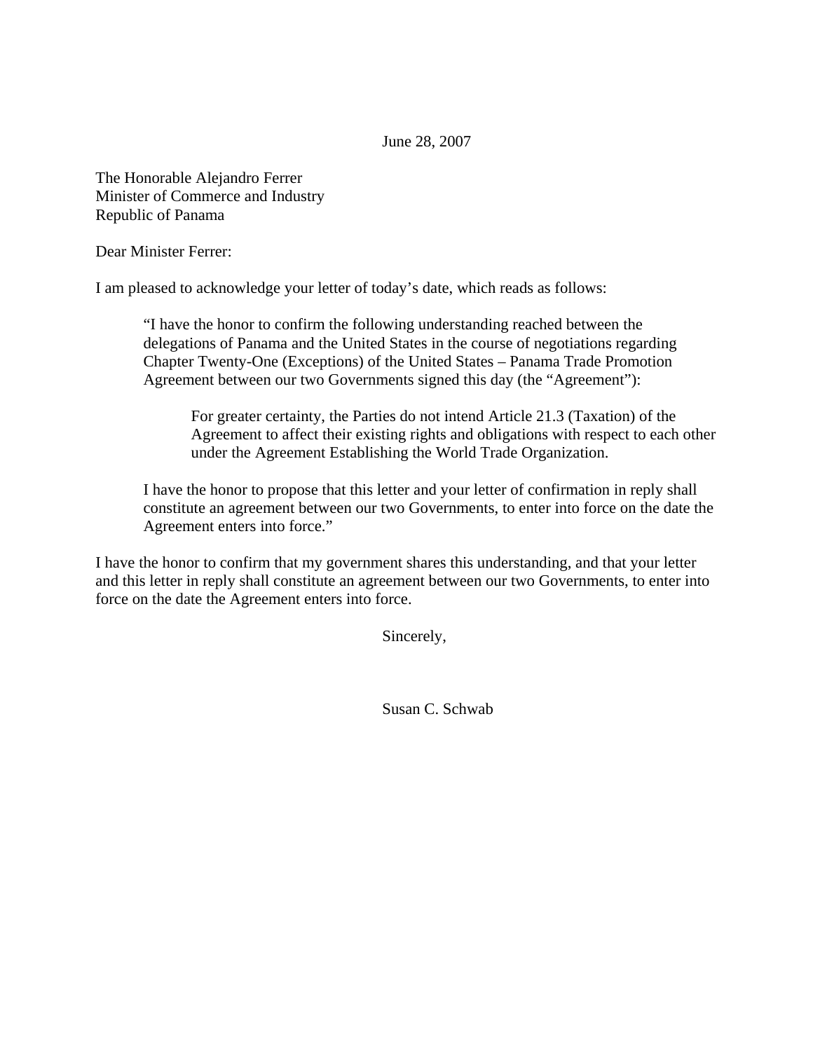June 28, 2007

The Honorable Alejandro Ferrer
Minister of Commerce and Industry
Republic of Panama

Dear Minister Ferrer:

I am pleased to acknowledge your letter of today's date, which reads as follows:

> "I have the honor to confirm the following understanding reached between the delegations of Panama and the United States in the course of negotiations regarding Chapter Twenty-One (Exceptions) of the United States – Panama Trade Promotion Agreement between our two Governments signed this day (the "Agreement"):
>
> > For greater certainty, the Parties do not intend Article 21.3 (Taxation) of the Agreement to affect their existing rights and obligations with respect to each other under the Agreement Establishing the World Trade Organization.
>
> I have the honor to propose that this letter and your letter of confirmation in reply shall constitute an agreement between our two Governments, to enter into force on the date the Agreement enters into force."

I have the honor to confirm that my government shares this understanding, and that your letter and this letter in reply shall constitute an agreement between our two Governments, to enter into force on the date the Agreement enters into force.

Sincerely,

Susan C. Schwab